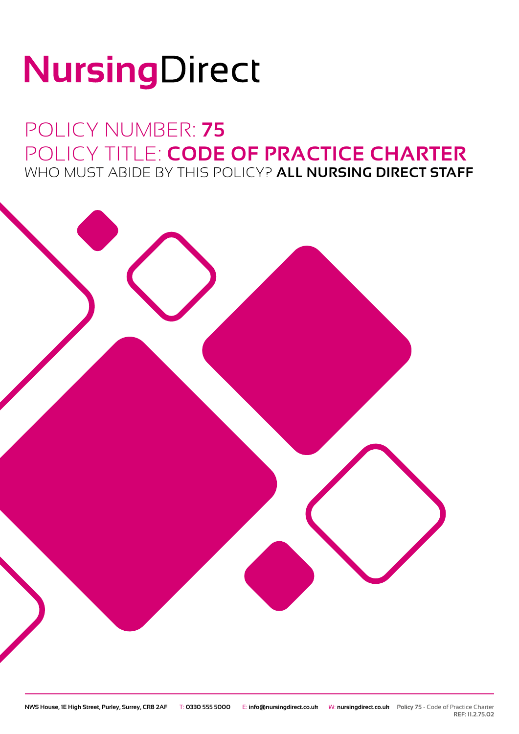# NursingDirect

## POLICY NUMBER: **75**
## POLICY TITLE: **CODE OF PRACTICE CHARTER**
### WHO MUST ABIDE BY THIS POLICY? **ALL NURSING DIRECT STAFF**

NWS House, 1E High Street, Purley, Surrey, CR8 2AF T: 0330 555 5000 E: info@nursingdirect.co.uk W: nursingdirect.co.uk Policy 75 - Code of Practice Charter REF: 11.2.75.02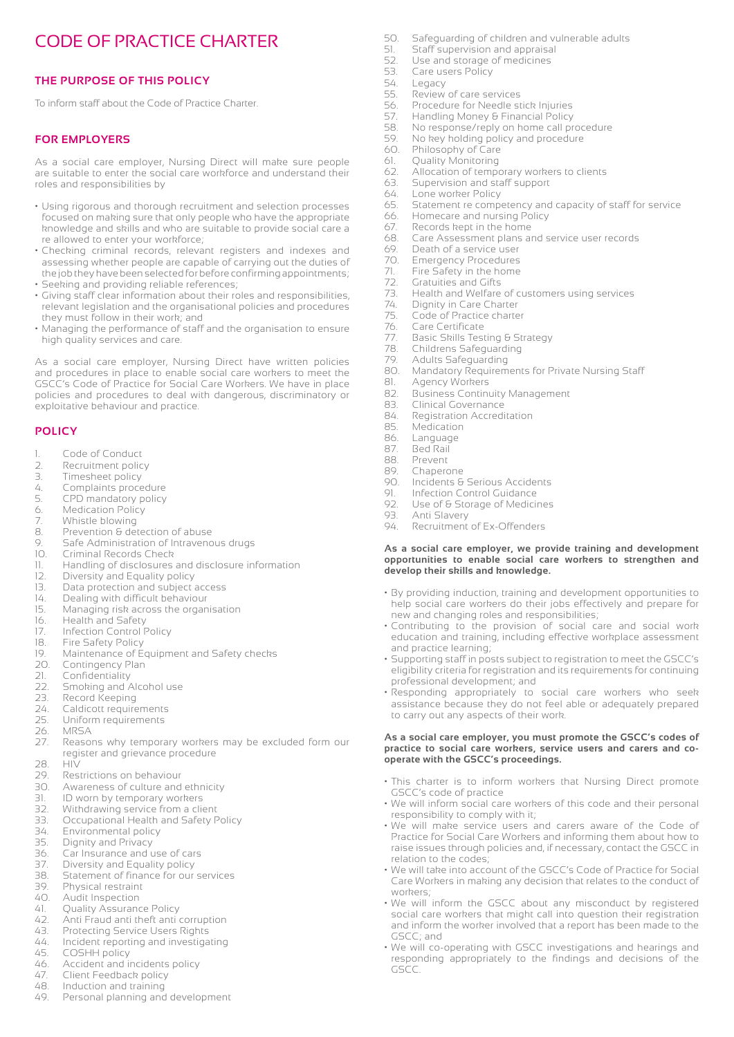# CODE OF PRACTICE CHARTER

## THE PURPOSE OF THIS POLICY

To inform staff about the Code of Practice Charter.

## FOR EMPLOYERS

As a social care employer, Nursing Direct will make sure people are suitable to enter the social care workforce and understand their roles and responsibilities by

- Using rigorous and thorough recruitment and selection processes focused on making sure that only people who have the appropriate knowledge and skills and who are suitable to provide social care a re allowed to enter your workforce;
- Checking criminal records, relevant registers and indexes and assessing whether people are capable of carrying out the duties of the job they have been selected for before confirming appointments;
- Seeking and providing reliable references;
- Giving staff clear information about their roles and responsibilities, relevant legislation and the organisational policies and procedures they must follow in their work; and
- Managing the performance of staff and the organisation to ensure high quality services and care.

As a social care employer, Nursing Direct have written policies and procedures in place to enable social care workers to meet the GSCC's Code of Practice for Social Care Workers. We have in place policies and procedures to deal with dangerous, discriminatory or exploitative behaviour and practice.

## POLICY

1. Code of Conduct
2. Recruitment policy
3. Timesheet policy
4. Complaints procedure
5. CPD mandatory policy
6. Medication Policy
7. Whistle blowing
8. Prevention & detection of abuse
9. Safe Administration of Intravenous drugs
10. Criminal Records Check
11. Handling of disclosures and disclosure information
12. Diversity and Equality policy
13. Data protection and subject access
14. Dealing with difficult behaviour
15. Managing risk across the organisation
16. Health and Safety
17. Infection Control Policy
18. Fire Safety Policy
19. Maintenance of Equipment and Safety checks
20. Contingency Plan
21. Confidentiality
22. Smoking and Alcohol use
23. Record Keeping
24. Caldicott requirements
25. Uniform requirements
26. MRSA
27. Reasons why temporary workers may be excluded form our register and grievance procedure
28. HIV
29. Restrictions on behaviour
30. Awareness of culture and ethnicity
31. ID worn by temporary workers
32. Withdrawing service from a client
33. Occupational Health and Safety Policy
34. Environmental policy
35. Dignity and Privacy
36. Car Insurance and use of cars
37. Diversity and Equality policy
38. Statement of finance for our services
39. Physical restraint
40. Audit Inspection
41. Quality Assurance Policy
42. Anti Fraud anti theft anti corruption
43. Protecting Service Users Rights
44. Incident reporting and investigating
45. COSHH policy
46. Accident and incidents policy
47. Client Feedback policy
48. Induction and training
49. Personal planning and development
50. Safeguarding of children and vulnerable adults
51. Staff supervision and appraisal
52. Use and storage of medicines
53. Care users Policy
54. Legacy
55. Review of care services
56. Procedure for Needle stick Injuries
57. Handling Money & Financial Policy
58. No response/reply on home call procedure
59. No key holding policy and procedure
60. Philosophy of Care
61. Quality Monitoring
62. Allocation of temporary workers to clients
63. Supervision and staff support
64. Lone worker Policy
65. Statement re competency and capacity of staff for service
66. Homecare and nursing Policy
67. Records kept in the home
68. Care Assessment plans and service user records
69. Death of a service user
70. Emergency Procedures
71. Fire Safety in the home
72. Gratuities and Gifts
73. Health and Welfare of customers using services
74. Dignity in Care Charter
75. Code of Practice charter
76. Care Certificate
77. Basic Skills Testing & Strategy
78. Childrens Safeguarding
79. Adults Safeguarding
80. Mandatory Requirements for Private Nursing Staff
81. Agency Workers
82. Business Continuity Management
83. Clinical Governance
84. Registration Accreditation
85. Medication
86. Language
87. Bed Rail
88. Prevent
89. Chaperone
90. Incidents & Serious Accidents
91. Infection Control Guidance
92. Use of & Storage of Medicines
93. Anti Slavery
94. Recruitment of Ex-Offenders

**As a social care employer, we provide training and development opportunities to enable social care workers to strengthen and develop their skills and knowledge.**

- By providing induction, training and development opportunities to help social care workers do their jobs effectively and prepare for new and changing roles and responsibilities;
- Contributing to the provision of social care and social work education and training, including effective workplace assessment and practice learning;
- Supporting staff in posts subject to registration to meet the GSCC's eligibility criteria for registration and its requirements for continuing professional development; and
- Responding appropriately to social care workers who seek assistance because they do not feel able or adequately prepared to carry out any aspects of their work.

**As a social care employer, you must promote the GSCC's codes of practice to social care workers, service users and carers and co-operate with the GSCC's proceedings.**

- This charter is to inform workers that Nursing Direct promote GSCC's code of practice
- We will inform social care workers of this code and their personal responsibility to comply with it;
- We will make service users and carers aware of the Code of Practice for Social Care Workers and informing them about how to raise issues through policies and, if necessary, contact the GSCC in relation to the codes;
- We will take into account of the GSCC's Code of Practice for Social Care Workers in making any decision that relates to the conduct of workers;
- We will inform the GSCC about any misconduct by registered social care workers that might call into question their registration and inform the worker involved that a report has been made to the GSCC; and
- We will co-operating with GSCC investigations and hearings and responding appropriately to the findings and decisions of the GSCC.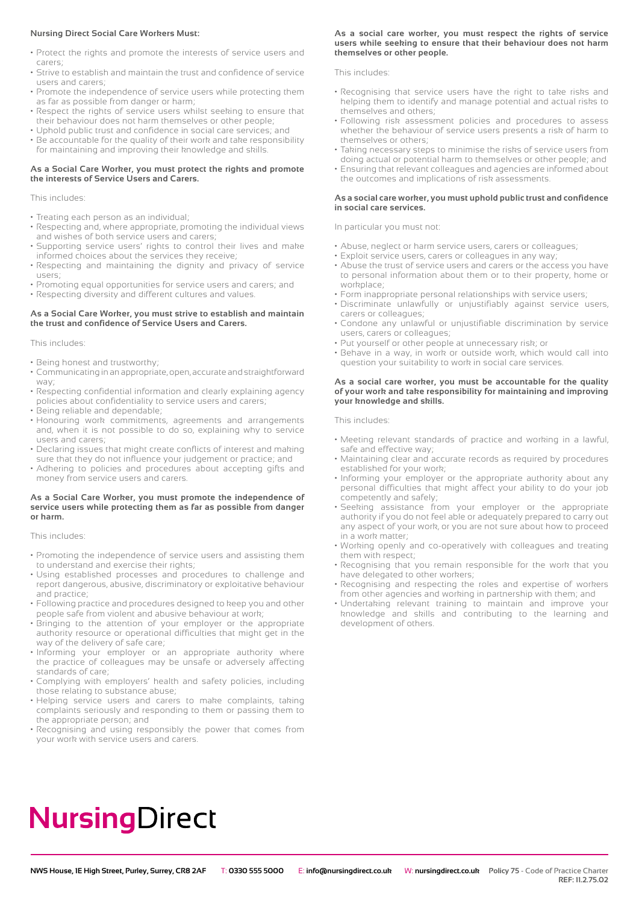**Nursing Direct Social Care Workers Must:**

- Protect the rights and promote the interests of service users and carers;
- Strive to establish and maintain the trust and confidence of service users and carers;
- Promote the independence of service users while protecting them as far as possible from danger or harm;
- Respect the rights of service users whilst seeking to ensure that their behaviour does not harm themselves or other people;
- Uphold public trust and confidence in social care services; and
- Be accountable for the quality of their work and take responsibility for maintaining and improving their knowledge and skills.

**As a Social Care Worker, you must protect the rights and promote the interests of Service Users and Carers.**

This includes:

- Treating each person as an individual;
- Respecting and, where appropriate, promoting the individual views and wishes of both service users and carers;
- Supporting service users' rights to control their lives and make informed choices about the services they receive;
- Respecting and maintaining the dignity and privacy of service users;
- Promoting equal opportunities for service users and carers; and
- Respecting diversity and different cultures and values.

**As a Social Care Worker, you must strive to establish and maintain the trust and confidence of Service Users and Carers.**

This includes:

- Being honest and trustworthy;
- Communicating in an appropriate, open, accurate and straightforward way;
- Respecting confidential information and clearly explaining agency policies about confidentiality to service users and carers;
- Being reliable and dependable;
- Honouring work commitments, agreements and arrangements and, when it is not possible to do so, explaining why to service users and carers;
- Declaring issues that might create conflicts of interest and making sure that they do not influence your judgement or practice; and
- Adhering to policies and procedures about accepting gifts and money from service users and carers.

**As a Social Care Worker, you must promote the independence of service users while protecting them as far as possible from danger or harm.**

This includes:

- Promoting the independence of service users and assisting them to understand and exercise their rights;
- Using established processes and procedures to challenge and report dangerous, abusive, discriminatory or exploitative behaviour and practice;
- Following practice and procedures designed to keep you and other people safe from violent and abusive behaviour at work;
- Bringing to the attention of your employer or the appropriate authority resource or operational difficulties that might get in the way of the delivery of safe care;
- Informing your employer or an appropriate authority where the practice of colleagues may be unsafe or adversely affecting standards of care;
- Complying with employers' health and safety policies, including those relating to substance abuse;
- Helping service users and carers to make complaints, taking complaints seriously and responding to them or passing them to the appropriate person; and
- Recognising and using responsibly the power that comes from your work with service users and carers.

**As a social care worker, you must respect the rights of service users while seeking to ensure that their behaviour does not harm themselves or other people.**

This includes:

- Recognising that service users have the right to take risks and helping them to identify and manage potential and actual risks to themselves and others;
- Following risk assessment policies and procedures to assess whether the behaviour of service users presents a risk of harm to themselves or others;
- Taking necessary steps to minimise the risks of service users from doing actual or potential harm to themselves or other people; and
- Ensuring that relevant colleagues and agencies are informed about the outcomes and implications of risk assessments.

**As a social care worker, you must uphold public trust and confidence in social care services.**

In particular you must not:

- Abuse, neglect or harm service users, carers or colleagues;
- Exploit service users, carers or colleagues in any way;
- Abuse the trust of service users and carers or the access you have to personal information about them or to their property, home or workplace;
- Form inappropriate personal relationships with service users;
- Discriminate unlawfully or unjustifiably against service users, carers or colleagues;
- Condone any unlawful or unjustifiable discrimination by service users, carers or colleagues;
- Put yourself or other people at unnecessary risk; or
- Behave in a way, in work or outside work, which would call into question your suitability to work in social care services.

**As a social care worker, you must be accountable for the quality of your work and take responsibility for maintaining and improving your knowledge and skills.**

This includes:

- Meeting relevant standards of practice and working in a lawful, safe and effective way;
- Maintaining clear and accurate records as required by procedures established for your work;
- Informing your employer or the appropriate authority about any personal difficulties that might affect your ability to do your job competently and safely;
- Seeking assistance from your employer or the appropriate authority if you do not feel able or adequately prepared to carry out any aspect of your work, or you are not sure about how to proceed in a work matter;
- Working openly and co-operatively with colleagues and treating them with respect;
- Recognising that you remain responsible for the work that you have delegated to other workers;
- Recognising and respecting the roles and expertise of workers from other agencies and working in partnership with them; and
- Undertaking relevant training to maintain and improve your knowledge and skills and contributing to the learning and development of others.

**NursingDirect**

NWS House, 1E High Street, Purley, Surrey, CR8 2AF T: 0330 555 5000 E: info@nursingdirect.co.uk W: nursingdirect.co.uk Policy 75 - Code of Practice Charter REF: 11.2.75.02